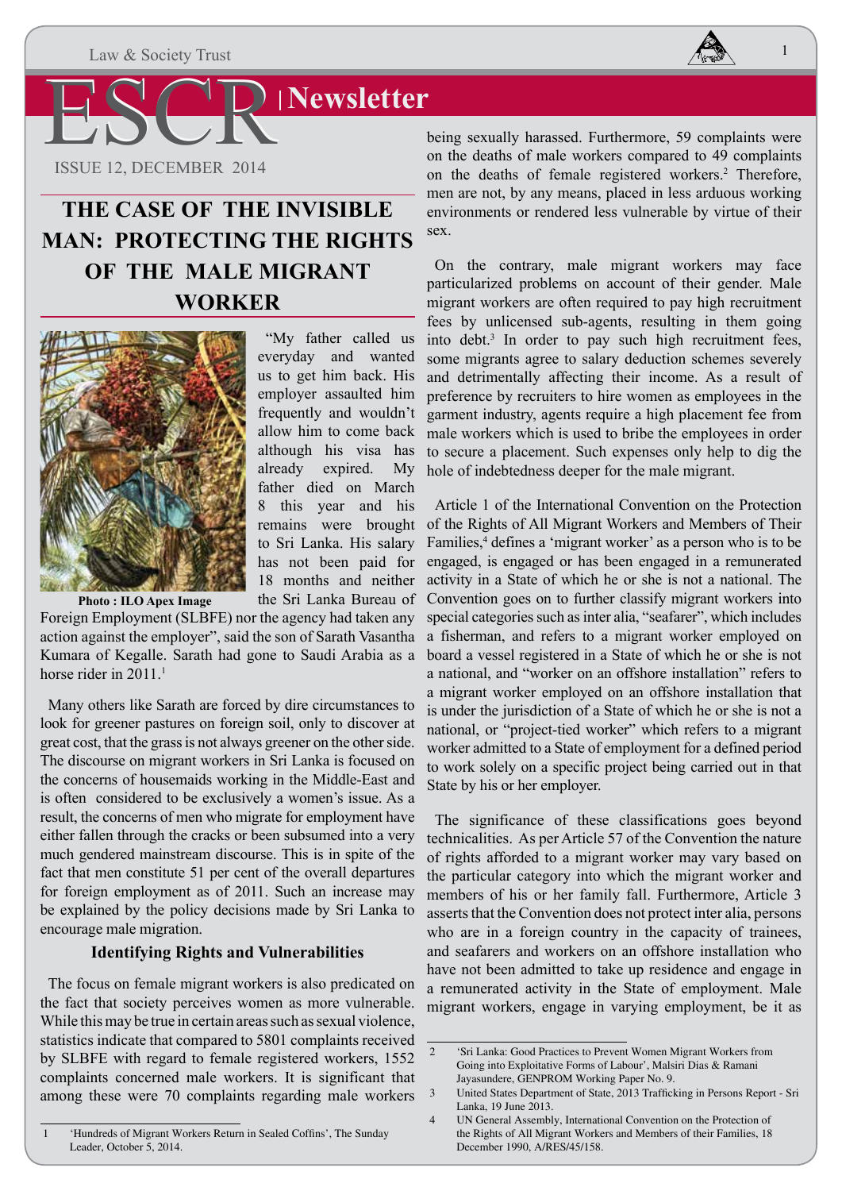# ESCR | Newsletter

ISSUE 12, DECEMBER 2014

## THE CASE OF THE INVISIBLE MAN: PROTECTING THE RIGHTS OF THE MALE MIGRANT WORKER

**Photo : ILO Apex Image**

"My father called us everyday and wanted us to get him back. His employer assaulted him frequently and wouldn't allow him to come back although his visa has already expired. My father died on March 8 this year and his remains were brought to Sri Lanka. His salary has not been paid for 18 months and neither the Sri Lanka Bureau of Foreign Employment (SLBFE) nor the agency had taken any action against the employer", said the son of Sarath Vasantha Kumara of Kegalle. Sarath had gone to Saudi Arabia as a horse rider in 2011.[1]

Many others like Sarath are forced by dire circumstances to look for greener pastures on foreign soil, only to discover at great cost, that the grass is not always greener on the other side. The discourse on migrant workers in Sri Lanka is focused on the concerns of housemaids working in the Middle-East and is often considered to be exclusively a women's issue. As a result, the concerns of men who migrate for employment have either fallen through the cracks or been subsumed into a very much gendered mainstream discourse. This is in spite of the fact that men constitute 51 per cent of the overall departures for foreign employment as of 2011. Such an increase may be explained by the policy decisions made by Sri Lanka to encourage male migration.

### Identifying Rights and Vulnerabilities

The focus on female migrant workers is also predicated on the fact that society perceives women as more vulnerable. While this may be true in certain areas such as sexual violence, statistics indicate that compared to 5801 complaints received by SLBFE with regard to female registered workers, 1552 complaints concerned male workers. It is significant that among these were 70 complaints regarding male workers being sexually harassed. Furthermore, 59 complaints were on the deaths of male workers compared to 49 complaints on the deaths of female registered workers.[2] Therefore, men are not, by any means, placed in less arduous working environments or rendered less vulnerable by virtue of their sex.

On the contrary, male migrant workers may face particularized problems on account of their gender. Male migrant workers are often required to pay high recruitment fees by unlicensed sub-agents, resulting in them going into debt.[3] In order to pay such high recruitment fees, some migrants agree to salary deduction schemes severely and detrimentally affecting their income. As a result of preference by recruiters to hire women as employees in the garment industry, agents require a high placement fee from male workers which is used to bribe the employees in order to secure a placement. Such expenses only help to dig the hole of indebtedness deeper for the male migrant.

Article 1 of the International Convention on the Protection of the Rights of All Migrant Workers and Members of Their Families,[4] defines a 'migrant worker' as a person who is to be engaged, is engaged or has been engaged in a remunerated activity in a State of which he or she is not a national. The Convention goes on to further classify migrant workers into special categories such as inter alia, "seafarer", which includes a fisherman, and refers to a migrant worker employed on board a vessel registered in a State of which he or she is not a national, and "worker on an offshore installation" refers to a migrant worker employed on an offshore installation that is under the jurisdiction of a State of which he or she is not a national, or "project-tied worker" which refers to a migrant worker admitted to a State of employment for a defined period to work solely on a specific project being carried out in that State by his or her employer.

The significance of these classifications goes beyond technicalities. As per Article 57 of the Convention the nature of rights afforded to a migrant worker may vary based on the particular category into which the migrant worker and members of his or her family fall. Furthermore, Article 3 asserts that the Convention does not protect inter alia, persons who are in a foreign country in the capacity of trainees, and seafarers and workers on an offshore installation who have not been admitted to take up residence and engage in a remunerated activity in the State of employment. Male migrant workers, engage in varying employment, be it as

---

1 'Hundreds of Migrant Workers Return in Sealed Coffins', The Sunday Leader, October 5, 2014.

2 'Sri Lanka: Good Practices to Prevent Women Migrant Workers from Going into Exploitative Forms of Labour', Malsiri Dias & Ramani Jayasundere, GENPROM Working Paper No. 9.

3 United States Department of State, 2013 Trafficking in Persons Report - Sri Lanka, 19 June 2013.

4 UN General Assembly, International Convention on the Protection of the Rights of All Migrant Workers and Members of their Families, 18 December 1990, A/RES/45/158.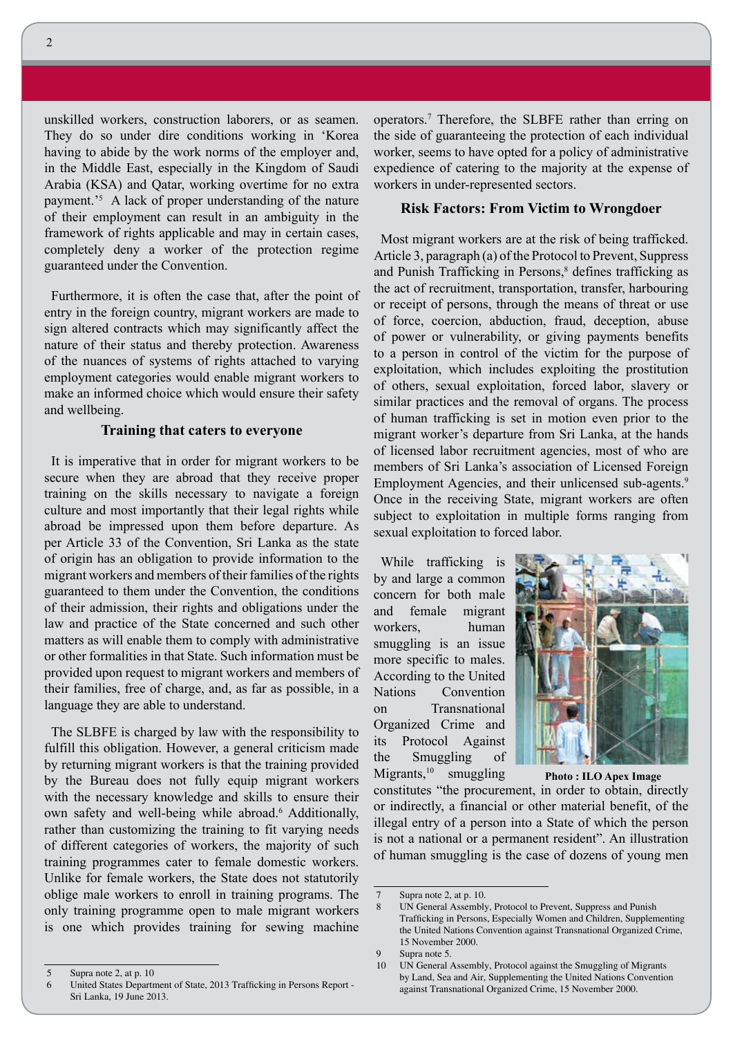unskilled workers, construction laborers, or as seamen. They do so under dire conditions working in 'Korea having to abide by the work norms of the employer and, in the Middle East, especially in the Kingdom of Saudi Arabia (KSA) and Qatar, working overtime for no extra payment.'[5] A lack of proper understanding of the nature of their employment can result in an ambiguity in the framework of rights applicable and may in certain cases, completely deny a worker of the protection regime guaranteed under the Convention.

Furthermore, it is often the case that, after the point of entry in the foreign country, migrant workers are made to sign altered contracts which may significantly affect the nature of their status and thereby protection. Awareness of the nuances of systems of rights attached to varying employment categories would enable migrant workers to make an informed choice which would ensure their safety and wellbeing.

### Training that caters to everyone

It is imperative that in order for migrant workers to be secure when they are abroad that they receive proper training on the skills necessary to navigate a foreign culture and most importantly that their legal rights while abroad be impressed upon them before departure. As per Article 33 of the Convention, Sri Lanka as the state of origin has an obligation to provide information to the migrant workers and members of their families of the rights guaranteed to them under the Convention, the conditions of their admission, their rights and obligations under the law and practice of the State concerned and such other matters as will enable them to comply with administrative or other formalities in that State. Such information must be provided upon request to migrant workers and members of their families, free of charge, and, as far as possible, in a language they are able to understand.

The SLBFE is charged by law with the responsibility to fulfill this obligation. However, a general criticism made by returning migrant workers is that the training provided by the Bureau does not fully equip migrant workers with the necessary knowledge and skills to ensure their own safety and well-being while abroad.[6] Additionally, rather than customizing the training to fit varying needs of different categories of workers, the majority of such training programmes cater to female domestic workers. Unlike for female workers, the State does not statutorily oblige male workers to enroll in training programs. The only training programme open to male migrant workers is one which provides training for sewing machine operators.[7] Therefore, the SLBFE rather than erring on the side of guaranteeing the protection of each individual worker, seems to have opted for a policy of administrative expedience of catering to the majority at the expense of workers in under-represented sectors.

### Risk Factors: From Victim to Wrongdoer

Most migrant workers are at the risk of being trafficked. Article 3, paragraph (a) of the Protocol to Prevent, Suppress and Punish Trafficking in Persons,[8] defines trafficking as the act of recruitment, transportation, transfer, harbouring or receipt of persons, through the means of threat or use of force, coercion, abduction, fraud, deception, abuse of power or vulnerability, or giving payments benefits to a person in control of the victim for the purpose of exploitation, which includes exploiting the prostitution of others, sexual exploitation, forced labor, slavery or similar practices and the removal of organs. The process of human trafficking is set in motion even prior to the migrant worker's departure from Sri Lanka, at the hands of licensed labor recruitment agencies, most of who are members of Sri Lanka's association of Licensed Foreign Employment Agencies, and their unlicensed sub-agents.[9] Once in the receiving State, migrant workers are often subject to exploitation in multiple forms ranging from sexual exploitation to forced labor.

While trafficking is by and large a common concern for both male and female migrant workers, human smuggling is an issue more specific to males. According to the United Nations Convention on Transnational Organized Crime and its Protocol Against the Smuggling of Migrants,[10] smuggling constitutes "the procurement, in order to obtain, directly or indirectly, a financial or other material benefit, of the illegal entry of a person into a State of which the person is not a national or a permanent resident". An illustration of human smuggling is the case of dozens of young men

**Photo : ILO Apex Image**

---

5 Supra note 2, at p. 10

6 United States Department of State, 2013 Trafficking in Persons Report - Sri Lanka, 19 June 2013.

7 Supra note 2, at p. 10.

8 UN General Assembly, Protocol to Prevent, Suppress and Punish Trafficking in Persons, Especially Women and Children, Supplementing the United Nations Convention against Transnational Organized Crime, 15 November 2000.

9 Supra note 5.

10 UN General Assembly, Protocol against the Smuggling of Migrants by Land, Sea and Air, Supplementing the United Nations Convention against Transnational Organized Crime, 15 November 2000.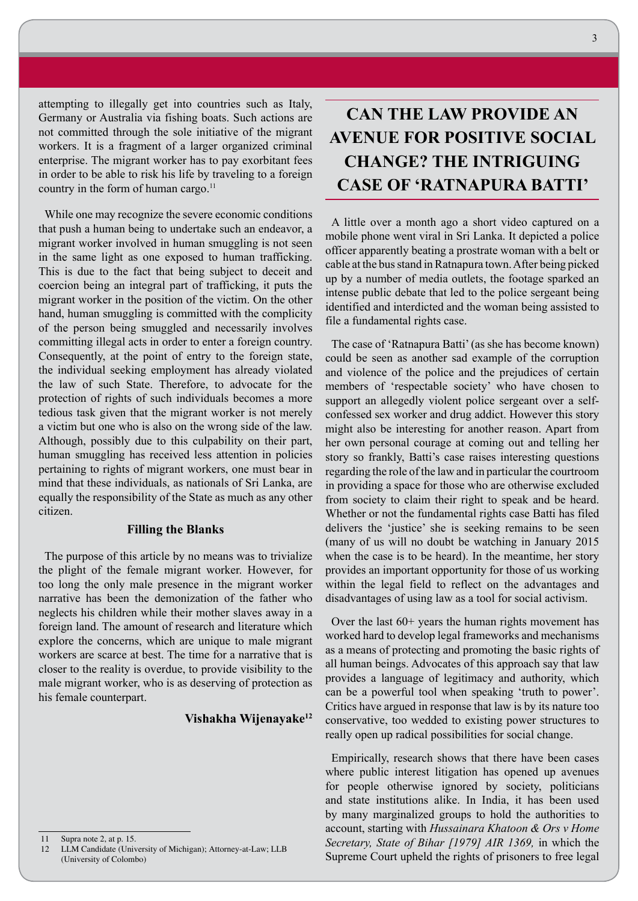attempting to illegally get into countries such as Italy, Germany or Australia via fishing boats. Such actions are not committed through the sole initiative of the migrant workers. It is a fragment of a larger organized criminal enterprise. The migrant worker has to pay exorbitant fees in order to be able to risk his life by traveling to a foreign country in the form of human cargo.[11]

While one may recognize the severe economic conditions that push a human being to undertake such an endeavor, a migrant worker involved in human smuggling is not seen in the same light as one exposed to human trafficking. This is due to the fact that being subject to deceit and coercion being an integral part of trafficking, it puts the migrant worker in the position of the victim. On the other hand, human smuggling is committed with the complicity of the person being smuggled and necessarily involves committing illegal acts in order to enter a foreign country. Consequently, at the point of entry to the foreign state, the individual seeking employment has already violated the law of such State. Therefore, to advocate for the protection of rights of such individuals becomes a more tedious task given that the migrant worker is not merely a victim but one who is also on the wrong side of the law. Although, possibly due to this culpability on their part, human smuggling has received less attention in policies pertaining to rights of migrant workers, one must bear in mind that these individuals, as nationals of Sri Lanka, are equally the responsibility of the State as much as any other citizen.

### Filling the Blanks

The purpose of this article by no means was to trivialize the plight of the female migrant worker. However, for too long the only male presence in the migrant worker narrative has been the demonization of the father who neglects his children while their mother slaves away in a foreign land. The amount of research and literature which explore the concerns, which are unique to male migrant workers are scarce at best. The time for a narrative that is closer to the reality is overdue, to provide visibility to the male migrant worker, who is as deserving of protection as his female counterpart.

**Vishakha Wijenayake**[12]

[11] Supra note 2, at p. 15.

[12] LLM Candidate (University of Michigan); Attorney-at-Law; LLB (University of Colombo)

## CAN THE LAW PROVIDE AN AVENUE FOR POSITIVE SOCIAL CHANGE? THE INTRIGUING CASE OF 'RATNAPURA BATTI'

A little over a month ago a short video captured on a mobile phone went viral in Sri Lanka. It depicted a police officer apparently beating a prostrate woman with a belt or cable at the bus stand in Ratnapura town. After being picked up by a number of media outlets, the footage sparked an intense public debate that led to the police sergeant being identified and interdicted and the woman being assisted to file a fundamental rights case.

The case of 'Ratnapura Batti' (as she has become known) could be seen as another sad example of the corruption and violence of the police and the prejudices of certain members of 'respectable society' who have chosen to support an allegedly violent police sergeant over a self-confessed sex worker and drug addict. However this story might also be interesting for another reason. Apart from her own personal courage at coming out and telling her story so frankly, Batti's case raises interesting questions regarding the role of the law and in particular the courtroom in providing a space for those who are otherwise excluded from society to claim their right to speak and be heard. Whether or not the fundamental rights case Batti has filed delivers the 'justice' she is seeking remains to be seen (many of us will no doubt be watching in January 2015 when the case is to be heard). In the meantime, her story provides an important opportunity for those of us working within the legal field to reflect on the advantages and disadvantages of using law as a tool for social activism.

Over the last 60+ years the human rights movement has worked hard to develop legal frameworks and mechanisms as a means of protecting and promoting the basic rights of all human beings. Advocates of this approach say that law provides a language of legitimacy and authority, which can be a powerful tool when speaking 'truth to power'. Critics have argued in response that law is by its nature too conservative, too wedded to existing power structures to really open up radical possibilities for social change.

Empirically, research shows that there have been cases where public interest litigation has opened up avenues for people otherwise ignored by society, politicians and state institutions alike. In India, it has been used by many marginalized groups to hold the authorities to account, starting with *Hussainara Khatoon & Ors v Home Secretary, State of Bihar [1979] AIR 1369,* in which the Supreme Court upheld the rights of prisoners to free legal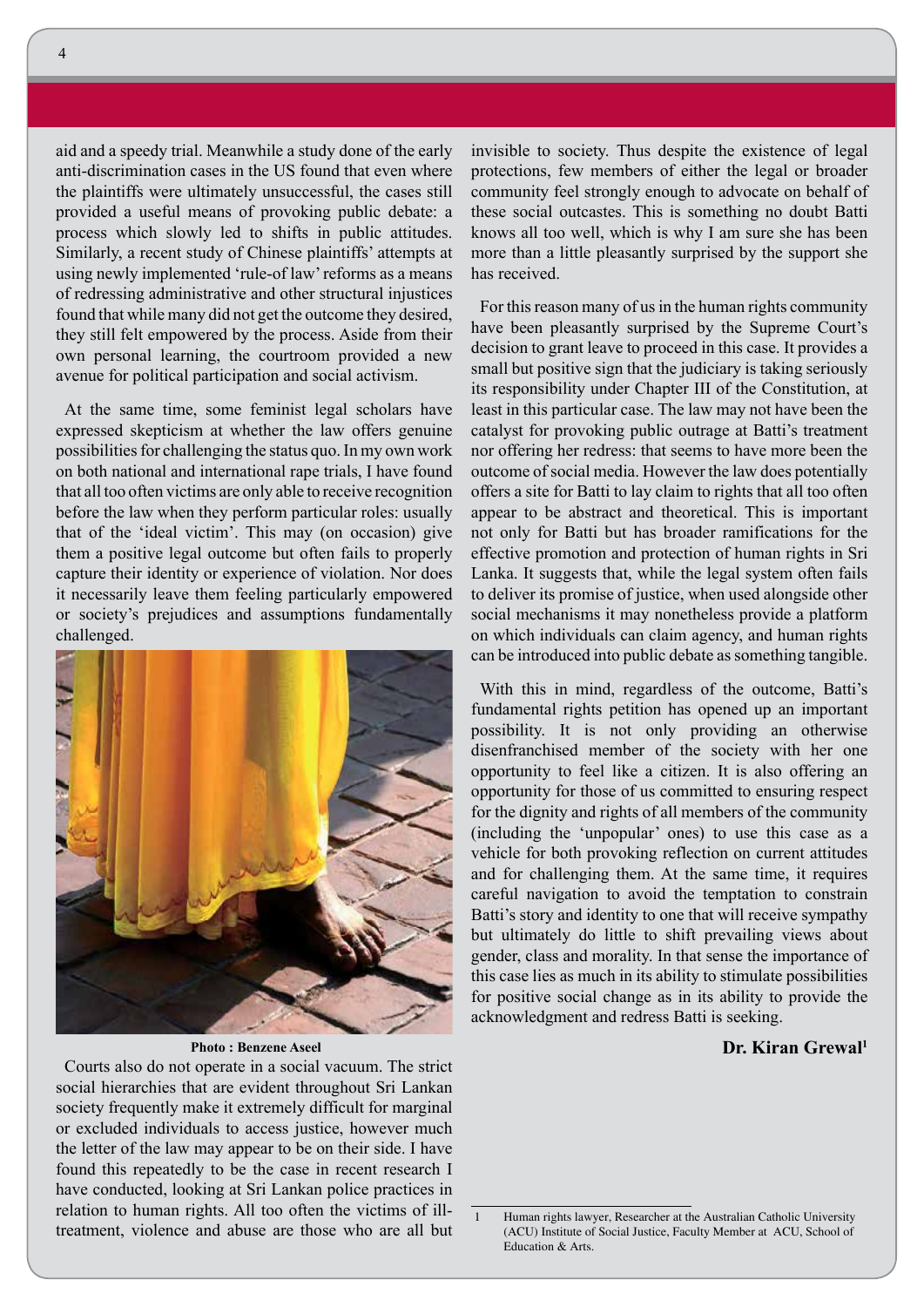aid and a speedy trial. Meanwhile a study done of the early anti-discrimination cases in the US found that even where the plaintiffs were ultimately unsuccessful, the cases still provided a useful means of provoking public debate: a process which slowly led to shifts in public attitudes. Similarly, a recent study of Chinese plaintiffs' attempts at using newly implemented 'rule-of law' reforms as a means of redressing administrative and other structural injustices found that while many did not get the outcome they desired, they still felt empowered by the process. Aside from their own personal learning, the courtroom provided a new avenue for political participation and social activism.

At the same time, some feminist legal scholars have expressed skepticism at whether the law offers genuine possibilities for challenging the status quo. In my own work on both national and international rape trials, I have found that all too often victims are only able to receive recognition before the law when they perform particular roles: usually that of the 'ideal victim'. This may (on occasion) give them a positive legal outcome but often fails to properly capture their identity or experience of violation. Nor does it necessarily leave them feeling particularly empowered or society's prejudices and assumptions fundamentally challenged.

**Photo : Benzene Aseel**

Courts also do not operate in a social vacuum. The strict social hierarchies that are evident throughout Sri Lankan society frequently make it extremely difficult for marginal or excluded individuals to access justice, however much the letter of the law may appear to be on their side. I have found this repeatedly to be the case in recent research I have conducted, looking at Sri Lankan police practices in relation to human rights. All too often the victims of ill-treatment, violence and abuse are those who are all but invisible to society. Thus despite the existence of legal protections, few members of either the legal or broader community feel strongly enough to advocate on behalf of these social outcastes. This is something no doubt Batti knows all too well, which is why I am sure she has been more than a little pleasantly surprised by the support she has received.

For this reason many of us in the human rights community have been pleasantly surprised by the Supreme Court's decision to grant leave to proceed in this case. It provides a small but positive sign that the judiciary is taking seriously its responsibility under Chapter III of the Constitution, at least in this particular case. The law may not have been the catalyst for provoking public outrage at Batti's treatment nor offering her redress: that seems to have more been the outcome of social media. However the law does potentially offers a site for Batti to lay claim to rights that all too often appear to be abstract and theoretical. This is important not only for Batti but has broader ramifications for the effective promotion and protection of human rights in Sri Lanka. It suggests that, while the legal system often fails to deliver its promise of justice, when used alongside other social mechanisms it may nonetheless provide a platform on which individuals can claim agency, and human rights can be introduced into public debate as something tangible.

With this in mind, regardless of the outcome, Batti's fundamental rights petition has opened up an important possibility. It is not only providing an otherwise disenfranchised member of the society with her one opportunity to feel like a citizen. It is also offering an opportunity for those of us committed to ensuring respect for the dignity and rights of all members of the community (including the 'unpopular' ones) to use this case as a vehicle for both provoking reflection on current attitudes and for challenging them. At the same time, it requires careful navigation to avoid the temptation to constrain Batti's story and identity to one that will receive sympathy but ultimately do little to shift prevailing views about gender, class and morality. In that sense the importance of this case lies as much in its ability to stimulate possibilities for positive social change as in its ability to provide the acknowledgment and redress Batti is seeking.

**Dr. Kiran Grewal[1]**

---

1 Human rights lawyer, Researcher at the Australian Catholic University (ACU) Institute of Social Justice, Faculty Member at ACU, School of Education & Arts.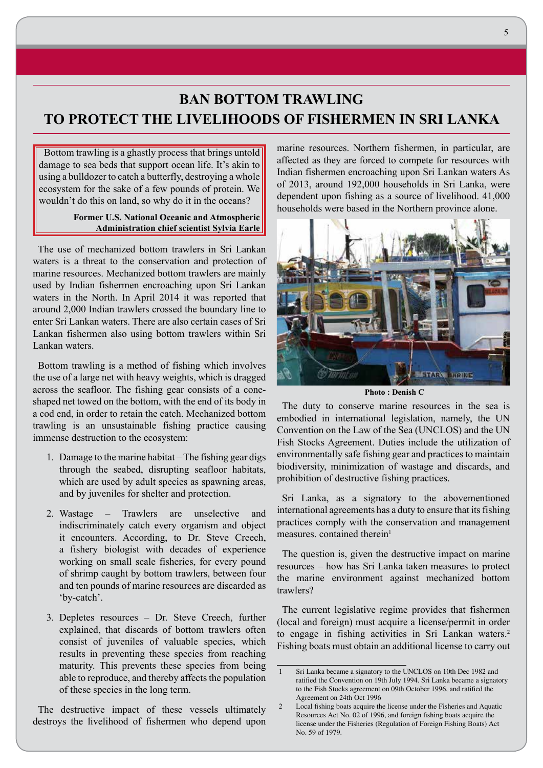# BAN BOTTOM TRAWLING TO PROTECT THE LIVELIHOODS OF FISHERMEN IN SRI LANKA

> Bottom trawling is a ghastly process that brings untold damage to sea beds that support ocean life. It's akin to using a bulldozer to catch a butterfly, destroying a whole ecosystem for the sake of a few pounds of protein. We wouldn't do this on land, so why do it in the oceans?
>
> **Former U.S. National Oceanic and Atmospheric Administration chief scientist Sylvia Earle**

The use of mechanized bottom trawlers in Sri Lankan waters is a threat to the conservation and protection of marine resources. Mechanized bottom trawlers are mainly used by Indian fishermen encroaching upon Sri Lankan waters in the North. In April 2014 it was reported that around 2,000 Indian trawlers crossed the boundary line to enter Sri Lankan waters. There are also certain cases of Sri Lankan fishermen also using bottom trawlers within Sri Lankan waters.

Bottom trawling is a method of fishing which involves the use of a large net with heavy weights, which is dragged across the seafloor. The fishing gear consists of a cone-shaped net towed on the bottom, with the end of its body in a cod end, in order to retain the catch. Mechanized bottom trawling is an unsustainable fishing practice causing immense destruction to the ecosystem:

1. Damage to the marine habitat – The fishing gear digs through the seabed, disrupting seafloor habitats, which are used by adult species as spawning areas, and by juveniles for shelter and protection.
2. Wastage – Trawlers are unselective and indiscriminately catch every organism and object it encounters. According, to Dr. Steve Creech, a fishery biologist with decades of experience working on small scale fisheries, for every pound of shrimp caught by bottom trawlers, between four and ten pounds of marine resources are discarded as 'by-catch'.
3. Depletes resources – Dr. Steve Creech, further explained, that discards of bottom trawlers often consist of juveniles of valuable species, which results in preventing these species from reaching maturity. This prevents these species from being able to reproduce, and thereby affects the population of these species in the long term.

The destructive impact of these vessels ultimately destroys the livelihood of fishermen who depend upon marine resources. Northern fishermen, in particular, are affected as they are forced to compete for resources with Indian fishermen encroaching upon Sri Lankan waters As of 2013, around 192,000 households in Sri Lanka, were dependent upon fishing as a source of livelihood. 41,000 households were based in the Northern province alone.

**Photo : Denish C**

The duty to conserve marine resources in the sea is embodied in international legislation, namely, the UN Convention on the Law of the Sea (UNCLOS) and the UN Fish Stocks Agreement. Duties include the utilization of environmentally safe fishing gear and practices to maintain biodiversity, minimization of wastage and discards, and prohibition of destructive fishing practices.

Sri Lanka, as a signatory to the abovementioned international agreements has a duty to ensure that its fishing practices comply with the conservation and management measures. contained therein[1]

The question is, given the destructive impact on marine resources – how has Sri Lanka taken measures to protect the marine environment against mechanized bottom trawlers?

The current legislative regime provides that fishermen (local and foreign) must acquire a license/permit in order to engage in fishing activities in Sri Lankan waters.[2] Fishing boats must obtain an additional license to carry out

---

1 Sri Lanka became a signatory to the UNCLOS on 10th Dec 1982 and ratified the Convention on 19th July 1994. Sri Lanka became a signatory to the Fish Stocks agreement on 09th October 1996, and ratified the Agreement on 24th Oct 1996

2 Local fishing boats acquire the license under the Fisheries and Aquatic Resources Act No. 02 of 1996, and foreign fishing boats acquire the license under the Fisheries (Regulation of Foreign Fishing Boats) Act No. 59 of 1979.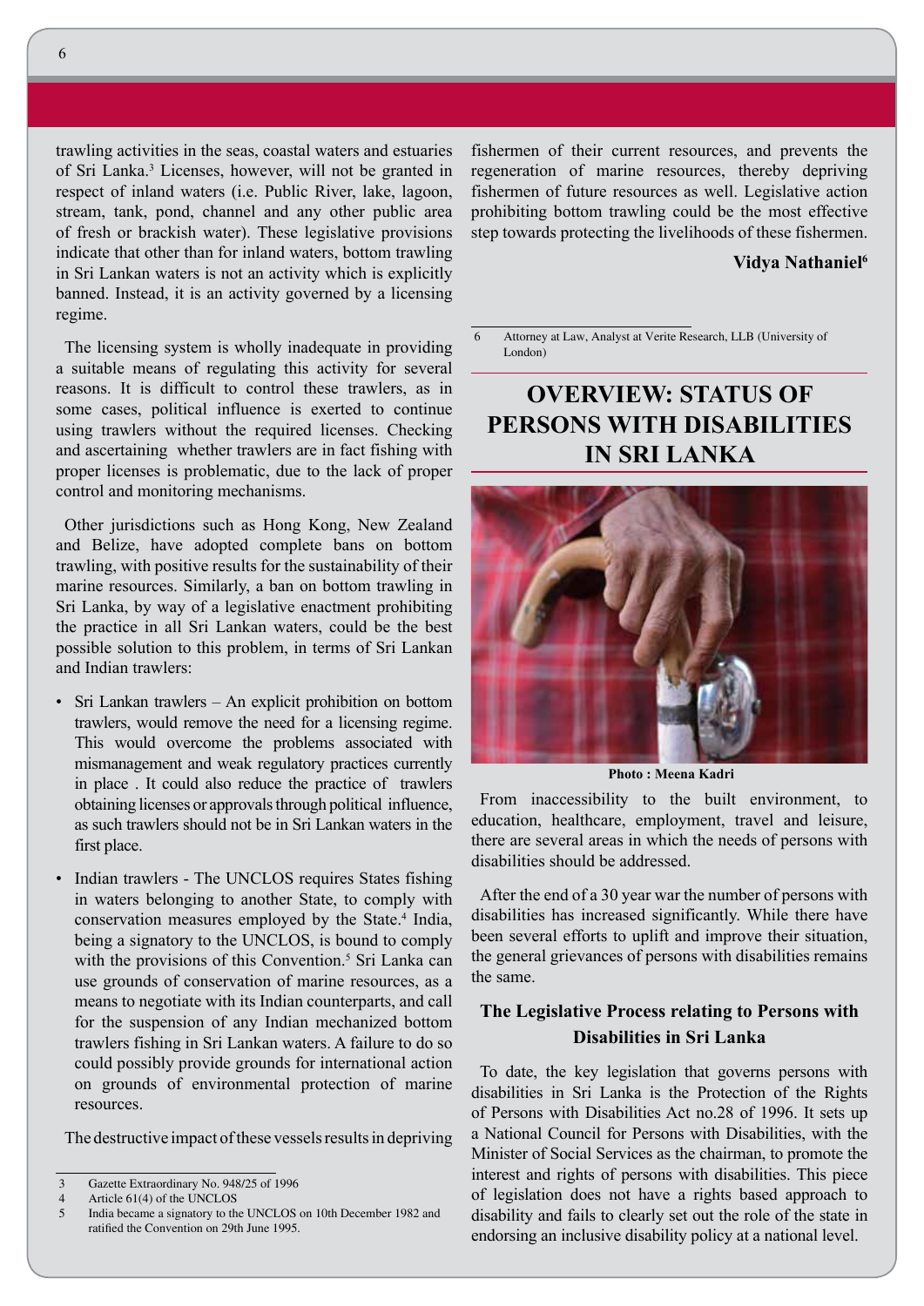trawling activities in the seas, coastal waters and estuaries of Sri Lanka.[3] Licenses, however, will not be granted in respect of inland waters (i.e. Public River, lake, lagoon, stream, tank, pond, channel and any other public area of fresh or brackish water). These legislative provisions indicate that other than for inland waters, bottom trawling in Sri Lankan waters is not an activity which is explicitly banned. Instead, it is an activity governed by a licensing regime.

The licensing system is wholly inadequate in providing a suitable means of regulating this activity for several reasons. It is difficult to control these trawlers, as in some cases, political influence is exerted to continue using trawlers without the required licenses. Checking and ascertaining whether trawlers are in fact fishing with proper licenses is problematic, due to the lack of proper control and monitoring mechanisms.

Other jurisdictions such as Hong Kong, New Zealand and Belize, have adopted complete bans on bottom trawling, with positive results for the sustainability of their marine resources. Similarly, a ban on bottom trawling in Sri Lanka, by way of a legislative enactment prohibiting the practice in all Sri Lankan waters, could be the best possible solution to this problem, in terms of Sri Lankan and Indian trawlers:

- Sri Lankan trawlers – An explicit prohibition on bottom trawlers, would remove the need for a licensing regime. This would overcome the problems associated with mismanagement and weak regulatory practices currently in place . It could also reduce the practice of trawlers obtaining licenses or approvals through political influence, as such trawlers should not be in Sri Lankan waters in the first place.
- Indian trawlers - The UNCLOS requires States fishing in waters belonging to another State, to comply with conservation measures employed by the State.[4] India, being a signatory to the UNCLOS, is bound to comply with the provisions of this Convention.[5] Sri Lanka can use grounds of conservation of marine resources, as a means to negotiate with its Indian counterparts, and call for the suspension of any Indian mechanized bottom trawlers fishing in Sri Lankan waters. A failure to do so could possibly provide grounds for international action on grounds of environmental protection of marine resources.

The destructive impact of these vessels results in depriving fishermen of their current resources, and prevents the regeneration of marine resources, thereby depriving fishermen of future resources as well. Legislative action prohibiting bottom trawling could be the most effective step towards protecting the livelihoods of these fishermen.

**Vidya Nathaniel[6]**

3 Gazette Extraordinary No. 948/25 of 1996

4 Article 61(4) of the UNCLOS

5 India became a signatory to the UNCLOS on 10th December 1982 and ratified the Convention on 29th June 1995.

6 Attorney at Law, Analyst at Verite Research, LLB (University of London)

# OVERVIEW: STATUS OF PERSONS WITH DISABILITIES IN SRI LANKA

Photo : Meena Kadri

From inaccessibility to the built environment, to education, healthcare, employment, travel and leisure, there are several areas in which the needs of persons with disabilities should be addressed.

After the end of a 30 year war the number of persons with disabilities has increased significantly. While there have been several efforts to uplift and improve their situation, the general grievances of persons with disabilities remains the same.

## The Legislative Process relating to Persons with Disabilities in Sri Lanka

To date, the key legislation that governs persons with disabilities in Sri Lanka is the Protection of the Rights of Persons with Disabilities Act no.28 of 1996. It sets up a National Council for Persons with Disabilities, with the Minister of Social Services as the chairman, to promote the interest and rights of persons with disabilities. This piece of legislation does not have a rights based approach to disability and fails to clearly set out the role of the state in endorsing an inclusive disability policy at a national level.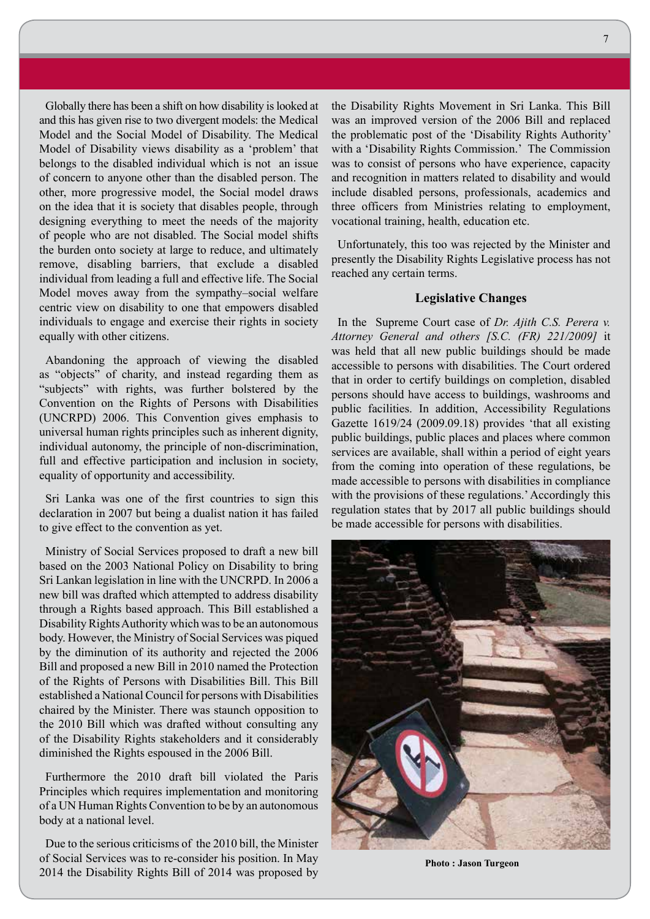Globally there has been a shift on how disability is looked at and this has given rise to two divergent models: the Medical Model and the Social Model of Disability. The Medical Model of Disability views disability as a 'problem' that belongs to the disabled individual which is not an issue of concern to anyone other than the disabled person. The other, more progressive model, the Social model draws on the idea that it is society that disables people, through designing everything to meet the needs of the majority of people who are not disabled. The Social model shifts the burden onto society at large to reduce, and ultimately remove, disabling barriers, that exclude a disabled individual from leading a full and effective life. The Social Model moves away from the sympathy–social welfare centric view on disability to one that empowers disabled individuals to engage and exercise their rights in society equally with other citizens.

Abandoning the approach of viewing the disabled as "objects" of charity, and instead regarding them as "subjects" with rights, was further bolstered by the Convention on the Rights of Persons with Disabilities (UNCRPD) 2006. This Convention gives emphasis to universal human rights principles such as inherent dignity, individual autonomy, the principle of non-discrimination, full and effective participation and inclusion in society, equality of opportunity and accessibility.

Sri Lanka was one of the first countries to sign this declaration in 2007 but being a dualist nation it has failed to give effect to the convention as yet.

Ministry of Social Services proposed to draft a new bill based on the 2003 National Policy on Disability to bring Sri Lankan legislation in line with the UNCRPD. In 2006 a new bill was drafted which attempted to address disability through a Rights based approach. This Bill established a Disability Rights Authority which was to be an autonomous body. However, the Ministry of Social Services was piqued by the diminution of its authority and rejected the 2006 Bill and proposed a new Bill in 2010 named the Protection of the Rights of Persons with Disabilities Bill. This Bill established a National Council for persons with Disabilities chaired by the Minister. There was staunch opposition to the 2010 Bill which was drafted without consulting any of the Disability Rights stakeholders and it considerably diminished the Rights espoused in the 2006 Bill.

Furthermore the 2010 draft bill violated the Paris Principles which requires implementation and monitoring of a UN Human Rights Convention to be by an autonomous body at a national level.

Due to the serious criticisms of the 2010 bill, the Minister of Social Services was to re-consider his position. In May 2014 the Disability Rights Bill of 2014 was proposed by the Disability Rights Movement in Sri Lanka. This Bill was an improved version of the 2006 Bill and replaced the problematic post of the 'Disability Rights Authority' with a 'Disability Rights Commission.' The Commission was to consist of persons who have experience, capacity and recognition in matters related to disability and would include disabled persons, professionals, academics and three officers from Ministries relating to employment, vocational training, health, education etc.

Unfortunately, this too was rejected by the Minister and presently the Disability Rights Legislative process has not reached any certain terms.

### Legislative Changes

In the Supreme Court case of *Dr. Ajith C.S. Perera v. Attorney General and others [S.C. (FR) 221/2009]* it was held that all new public buildings should be made accessible to persons with disabilities. The Court ordered that in order to certify buildings on completion, disabled persons should have access to buildings, washrooms and public facilities. In addition, Accessibility Regulations Gazette 1619/24 (2009.09.18) provides 'that all existing public buildings, public places and places where common services are available, shall within a period of eight years from the coming into operation of these regulations, be made accessible to persons with disabilities in compliance with the provisions of these regulations.' Accordingly this regulation states that by 2017 all public buildings should be made accessible for persons with disabilities.

**Photo : Jason Turgeon**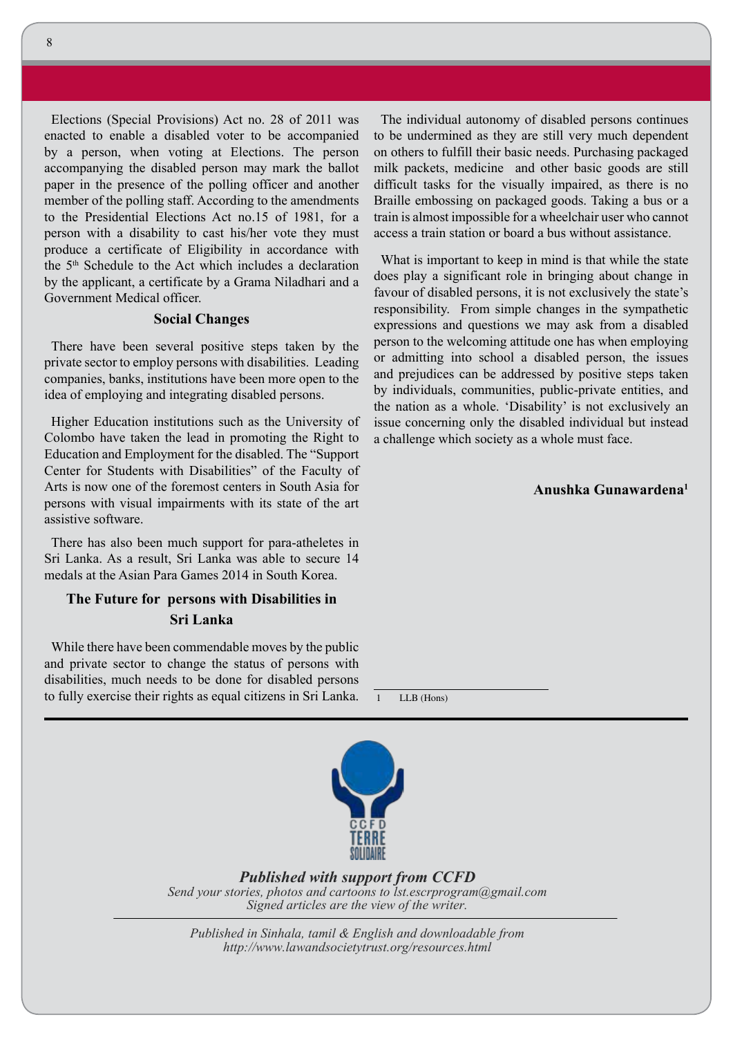Elections (Special Provisions) Act no. 28 of 2011 was enacted to enable a disabled voter to be accompanied by a person, when voting at Elections. The person accompanying the disabled person may mark the ballot paper in the presence of the polling officer and another member of the polling staff. According to the amendments to the Presidential Elections Act no.15 of 1981, for a person with a disability to cast his/her vote they must produce a certificate of Eligibility in accordance with the 5th Schedule to the Act which includes a declaration by the applicant, a certificate by a Grama Niladhari and a Government Medical officer.

### Social Changes

There have been several positive steps taken by the private sector to employ persons with disabilities. Leading companies, banks, institutions have been more open to the idea of employing and integrating disabled persons.

Higher Education institutions such as the University of Colombo have taken the lead in promoting the Right to Education and Employment for the disabled. The "Support Center for Students with Disabilities" of the Faculty of Arts is now one of the foremost centers in South Asia for persons with visual impairments with its state of the art assistive software.

There has also been much support for para-atheletes in Sri Lanka. As a result, Sri Lanka was able to secure 14 medals at the Asian Para Games 2014 in South Korea.

### The Future for persons with Disabilities in Sri Lanka

While there have been commendable moves by the public and private sector to change the status of persons with disabilities, much needs to be done for disabled persons to fully exercise their rights as equal citizens in Sri Lanka.

The individual autonomy of disabled persons continues to be undermined as they are still very much dependent on others to fulfill their basic needs. Purchasing packaged milk packets, medicine and other basic goods are still difficult tasks for the visually impaired, as there is no Braille embossing on packaged goods. Taking a bus or a train is almost impossible for a wheelchair user who cannot access a train station or board a bus without assistance.

What is important to keep in mind is that while the state does play a significant role in bringing about change in favour of disabled persons, it is not exclusively the state's responsibility. From simple changes in the sympathetic expressions and questions we may ask from a disabled person to the welcoming attitude one has when employing or admitting into school a disabled person, the issues and prejudices can be addressed by positive steps taken by individuals, communities, public-private entities, and the nation as a whole. 'Disability' is not exclusively an issue concerning only the disabled individual but instead a challenge which society as a whole must face.

**Anushka Gunawardena[1]**

1 LLB (Hons)

CCFD TERRE SOLIDAIRE

***Published with support from CCFD***

*Send your stories, photos and cartoons to lst.escrprogram@gmail.com*
*Signed articles are the view of the writer.*

*Published in Sinhala, tamil & English and downloadable from*
*http://www.lawandsocietytrust.org/resources.html*